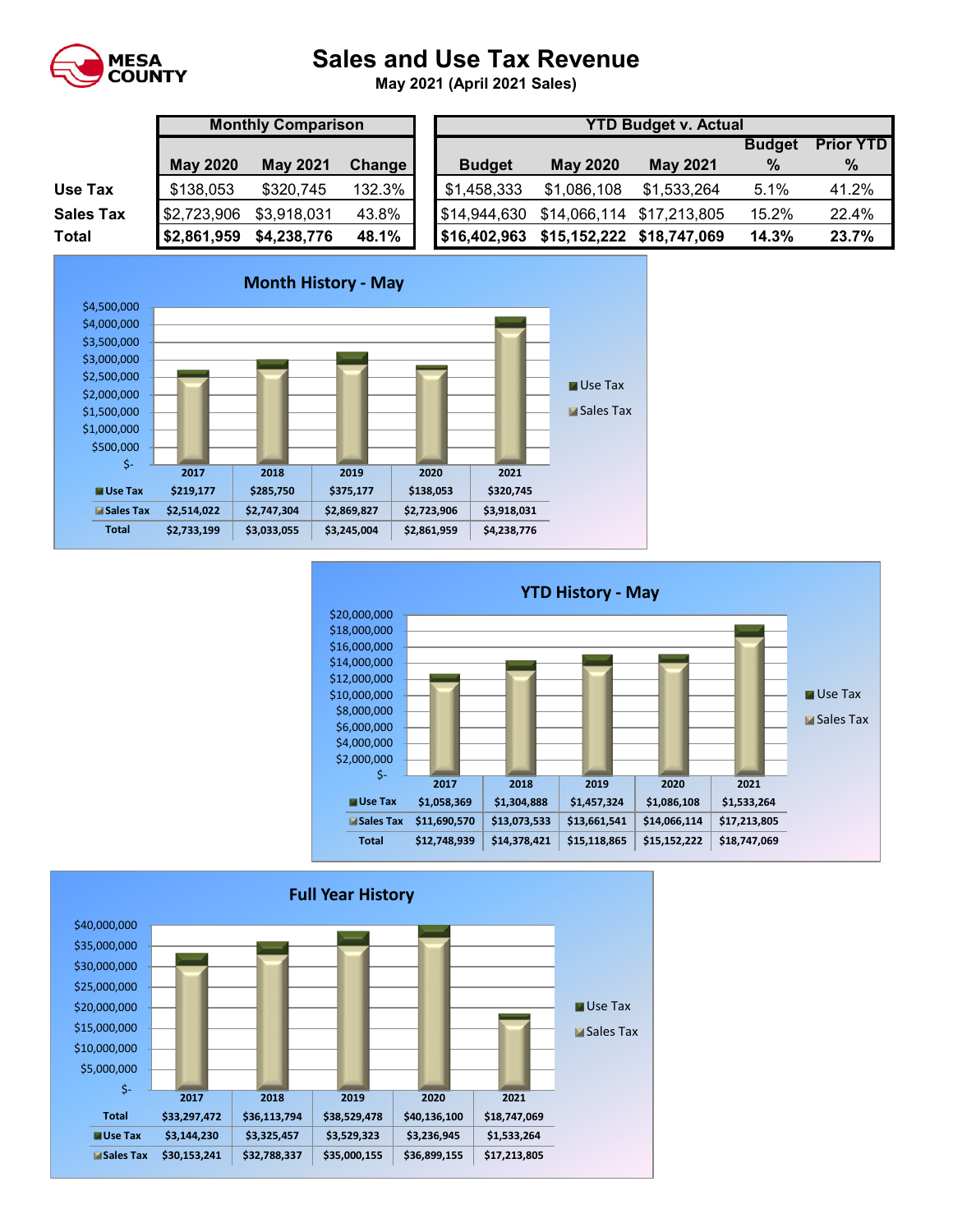MESA COUNTY

# Sales and Use Tax Revenue

**May 2021 (April 2021 Sales)**

| | Monthly Comparison | | | YTD Budget v. Actual | | | | |
|---|---|---|---|---|---|---|---|---|
| | **May 2020** | **May 2021** | **Change** | **Budget** | **May 2020** | **May 2021** | **Budget %** | **Prior YTD %** |
| **Use Tax** | $138,053 | $320,745 | 132.3% | $1,458,333 | $1,086,108 | $1,533,264 | 5.1% | 41.2% |
| **Sales Tax** | $2,723,906 | $3,918,031 | 43.8% | $14,944,630 | $14,066,114 | $17,213,805 | 15.2% | 22.4% |
| **Total** | **$2,861,959** | **$4,238,776** | **48.1%** | **$16,402,963** | **$15,152,222** | **$18,747,069** | **14.3%** | **23.7%** |

## Month History - May

| | 2017 | 2018 | 2019 | 2020 | 2021 |
|---|---|---|---|---|---|
| Use Tax | $219,177 | $285,750 | $375,177 | $138,053 | $320,745 |
| Sales Tax | $2,514,022 | $2,747,304 | $2,869,827 | $2,723,906 | $3,918,031 |
| Total | $2,733,199 | $3,033,055 | $3,245,004 | $2,861,959 | $4,238,776 |

## YTD History - May

| | 2017 | 2018 | 2019 | 2020 | 2021 |
|---|---|---|---|---|---|
| Use Tax | $1,058,369 | $1,304,888 | $1,457,324 | $1,086,108 | $1,533,264 |
| Sales Tax | $11,690,570 | $13,073,533 | $13,661,541 | $14,066,114 | $17,213,805 |
| Total | $12,748,939 | $14,378,421 | $15,118,865 | $15,152,222 | $18,747,069 |

## Full Year History

| | 2017 | 2018 | 2019 | 2020 | 2021 |
|---|---|---|---|---|---|
| Total | $33,297,472 | $36,113,794 | $38,529,478 | $40,136,100 | $18,747,069 |
| Use Tax | $3,144,230 | $3,325,457 | $3,529,323 | $3,236,945 | $1,533,264 |
| Sales Tax | $30,153,241 | $32,788,337 | $35,000,155 | $36,899,155 | $17,213,805 |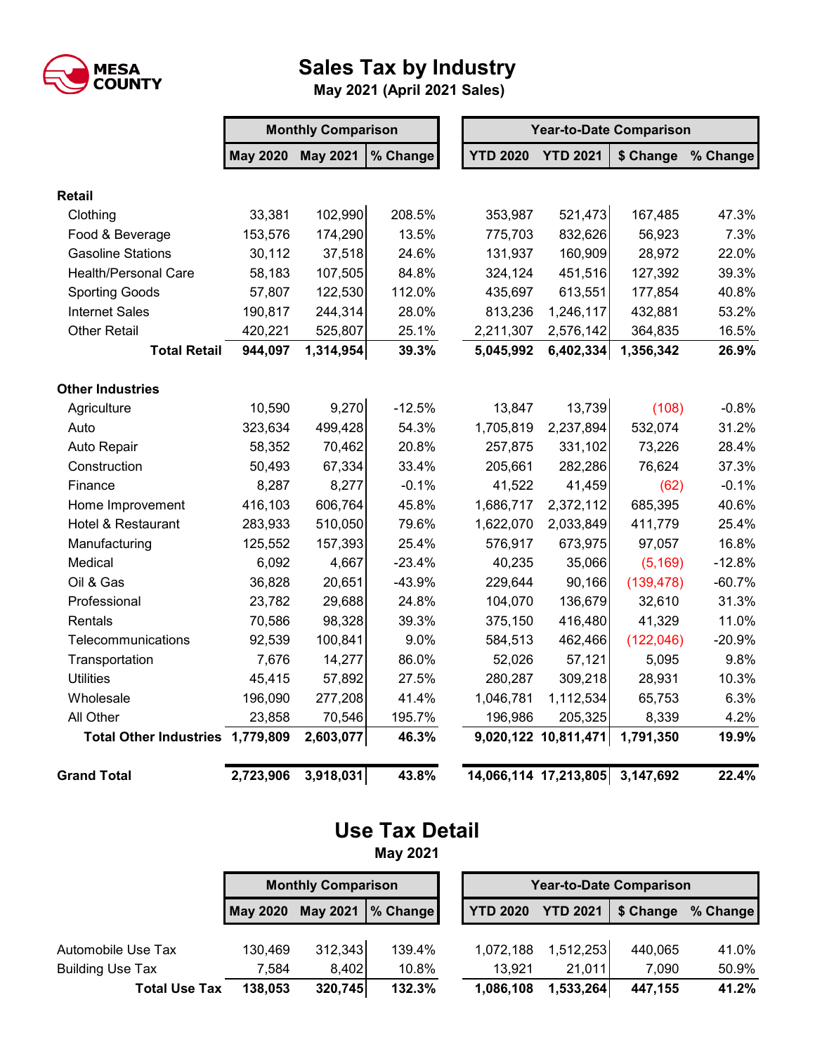MESA COUNTY

# Sales Tax by Industry

**May 2021 (April 2021 Sales)**

| | Monthly Comparison | | | Year-to-Date Comparison | | | |
|---|---|---|---|---|---|---|---|
| | **May 2020** | **May 2021** | **% Change** | **YTD 2020** | **YTD 2021** | **$ Change** | **% Change** |
| **Retail** | | | | | | | |
| Clothing | 33,381 | 102,990 | 208.5% | 353,987 | 521,473 | 167,485 | 47.3% |
| Food & Beverage | 153,576 | 174,290 | 13.5% | 775,703 | 832,626 | 56,923 | 7.3% |
| Gasoline Stations | 30,112 | 37,518 | 24.6% | 131,937 | 160,909 | 28,972 | 22.0% |
| Health/Personal Care | 58,183 | 107,505 | 84.8% | 324,124 | 451,516 | 127,392 | 39.3% |
| Sporting Goods | 57,807 | 122,530 | 112.0% | 435,697 | 613,551 | 177,854 | 40.8% |
| Internet Sales | 190,817 | 244,314 | 28.0% | 813,236 | 1,246,117 | 432,881 | 53.2% |
| Other Retail | 420,221 | 525,807 | 25.1% | 2,211,307 | 2,576,142 | 364,835 | 16.5% |
| **Total Retail** | **944,097** | **1,314,954** | **39.3%** | **5,045,992** | **6,402,334** | **1,356,342** | **26.9%** |
| **Other Industries** | | | | | | | |
| Agriculture | 10,590 | 9,270 | -12.5% | 13,847 | 13,739 | (108) | -0.8% |
| Auto | 323,634 | 499,428 | 54.3% | 1,705,819 | 2,237,894 | 532,074 | 31.2% |
| Auto Repair | 58,352 | 70,462 | 20.8% | 257,875 | 331,102 | 73,226 | 28.4% |
| Construction | 50,493 | 67,334 | 33.4% | 205,661 | 282,286 | 76,624 | 37.3% |
| Finance | 8,287 | 8,277 | -0.1% | 41,522 | 41,459 | (62) | -0.1% |
| Home Improvement | 416,103 | 606,764 | 45.8% | 1,686,717 | 2,372,112 | 685,395 | 40.6% |
| Hotel & Restaurant | 283,933 | 510,050 | 79.6% | 1,622,070 | 2,033,849 | 411,779 | 25.4% |
| Manufacturing | 125,552 | 157,393 | 25.4% | 576,917 | 673,975 | 97,057 | 16.8% |
| Medical | 6,092 | 4,667 | -23.4% | 40,235 | 35,066 | (5,169) | -12.8% |
| Oil & Gas | 36,828 | 20,651 | -43.9% | 229,644 | 90,166 | (139,478) | -60.7% |
| Professional | 23,782 | 29,688 | 24.8% | 104,070 | 136,679 | 32,610 | 31.3% |
| Rentals | 70,586 | 98,328 | 39.3% | 375,150 | 416,480 | 41,329 | 11.0% |
| Telecommunications | 92,539 | 100,841 | 9.0% | 584,513 | 462,466 | (122,046) | -20.9% |
| Transportation | 7,676 | 14,277 | 86.0% | 52,026 | 57,121 | 5,095 | 9.8% |
| Utilities | 45,415 | 57,892 | 27.5% | 280,287 | 309,218 | 28,931 | 10.3% |
| Wholesale | 196,090 | 277,208 | 41.4% | 1,046,781 | 1,112,534 | 65,753 | 6.3% |
| All Other | 23,858 | 70,546 | 195.7% | 196,986 | 205,325 | 8,339 | 4.2% |
| **Total Other Industries** | **1,779,809** | **2,603,077** | **46.3%** | **9,020,122** | **10,811,471** | **1,791,350** | **19.9%** |
| **Grand Total** | **2,723,906** | **3,918,031** | **43.8%** | **14,066,114** | **17,213,805** | **3,147,692** | **22.4%** |

# Use Tax Detail

**May 2021**

| | Monthly Comparison | | | Year-to-Date Comparison | | | |
|---|---|---|---|---|---|---|---|
| | **May 2020** | **May 2021** | **% Change** | **YTD 2020** | **YTD 2021** | **$ Change** | **% Change** |
| Automobile Use Tax | 130,469 | 312,343 | 139.4% | 1,072,188 | 1,512,253 | 440,065 | 41.0% |
| Building Use Tax | 7,584 | 8,402 | 10.8% | 13,921 | 21,011 | 7,090 | 50.9% |
| **Total Use Tax** | **138,053** | **320,745** | **132.3%** | **1,086,108** | **1,533,264** | **447,155** | **41.2%** |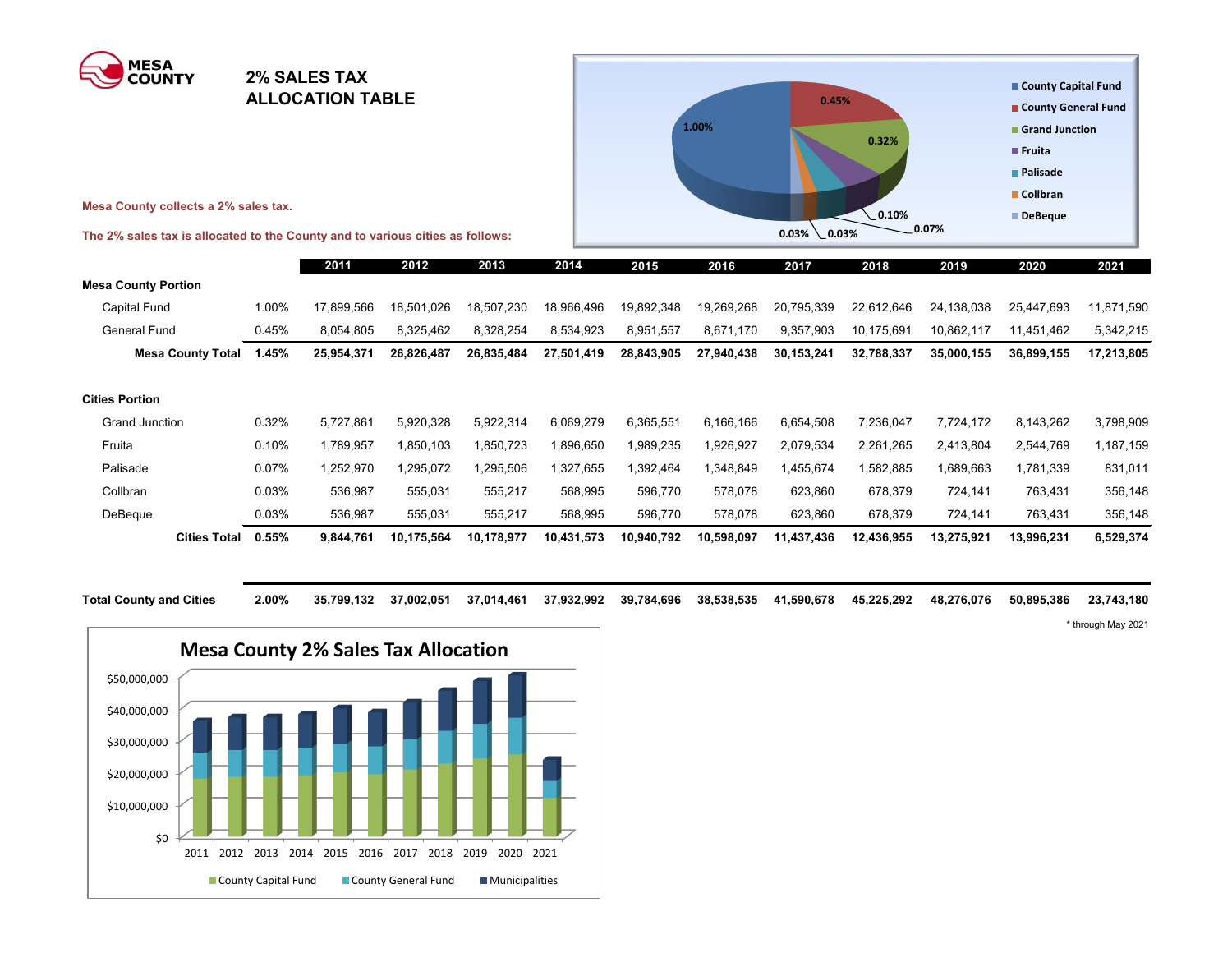MESA COUNTY

# 2% SALES TAX ALLOCATION TABLE

County Capital Fund
County General Fund
Grand Junction
Fruita
Palisade
Collbran
DeBeque

1.00%
0.45%
0.32%
0.10%
0.07%
0.03%
0.03%

**Mesa County collects a 2% sales tax.**

**The 2% sales tax is allocated to the County and to various cities as follows:**

| | | 2011 | 2012 | 2013 | 2014 | 2015 | 2016 | 2017 | 2018 | 2019 | 2020 | 2021 |
|---|---|---|---|---|---|---|---|---|---|---|---|---|
| **Mesa County Portion** | | | | | | | | | | | | |
| Capital Fund | 1.00% | 17,899,566 | 18,501,026 | 18,507,230 | 18,966,496 | 19,892,348 | 19,269,268 | 20,795,339 | 22,612,646 | 24,138,038 | 25,447,693 | 11,871,590 |
| General Fund | 0.45% | 8,054,805 | 8,325,462 | 8,328,254 | 8,534,923 | 8,951,557 | 8,671,170 | 9,357,903 | 10,175,691 | 10,862,117 | 11,451,462 | 5,342,215 |
| **Mesa County Total** | **1.45%** | **25,954,371** | **26,826,487** | **26,835,484** | **27,501,419** | **28,843,905** | **27,940,438** | **30,153,241** | **32,788,337** | **35,000,155** | **36,899,155** | **17,213,805** |
| **Cities Portion** | | | | | | | | | | | | |
| Grand Junction | 0.32% | 5,727,861 | 5,920,328 | 5,922,314 | 6,069,279 | 6,365,551 | 6,166,166 | 6,654,508 | 7,236,047 | 7,724,172 | 8,143,262 | 3,798,909 |
| Fruita | 0.10% | 1,789,957 | 1,850,103 | 1,850,723 | 1,896,650 | 1,989,235 | 1,926,927 | 2,079,534 | 2,261,265 | 2,413,804 | 2,544,769 | 1,187,159 |
| Palisade | 0.07% | 1,252,970 | 1,295,072 | 1,295,506 | 1,327,655 | 1,392,464 | 1,348,849 | 1,455,674 | 1,582,885 | 1,689,663 | 1,781,339 | 831,011 |
| Collbran | 0.03% | 536,987 | 555,031 | 555,217 | 568,995 | 596,770 | 578,078 | 623,860 | 678,379 | 724,141 | 763,431 | 356,148 |
| DeBeque | 0.03% | 536,987 | 555,031 | 555,217 | 568,995 | 596,770 | 578,078 | 623,860 | 678,379 | 724,141 | 763,431 | 356,148 |
| **Cities Total** | **0.55%** | **9,844,761** | **10,175,564** | **10,178,977** | **10,431,573** | **10,940,792** | **10,598,097** | **11,437,436** | **12,436,955** | **13,275,921** | **13,996,231** | **6,529,374** |
| **Total County and Cities** | **2.00%** | **35,799,132** | **37,002,051** | **37,014,461** | **37,932,992** | **39,784,696** | **38,538,535** | **41,590,678** | **45,225,292** | **48,276,076** | **50,895,386** | **23,743,180** |

\* through May 2021

**Mesa County 2% Sales Tax Allocation**

$50,000,000
$40,000,000
$30,000,000
$20,000,000
$10,000,000
$0

2011 2012 2013 2014 2015 2016 2017 2018 2019 2020 2021

County Capital Fund
County General Fund
Municipalities